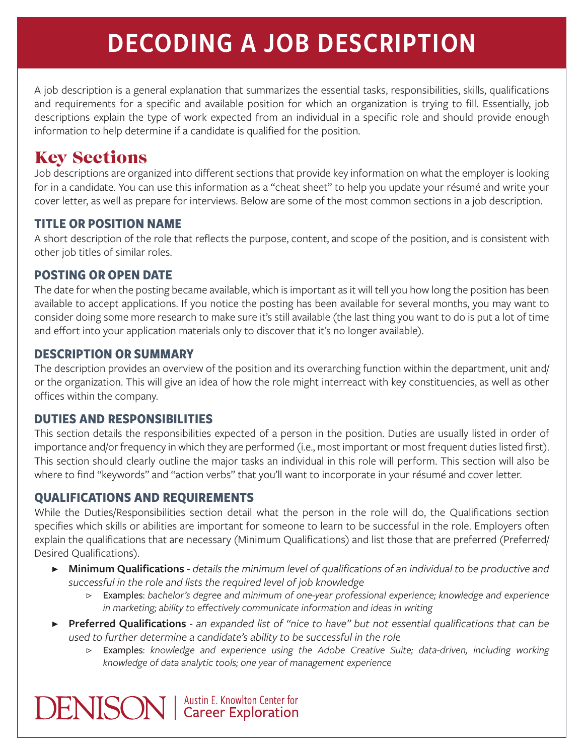# DECODING A JOB DESCRIPTION

A job description is a general explanation that summarizes the essential tasks, responsibilities, skills, qualifications and requirements for a specific and available position for which an organization is trying to fill. Essentially, job descriptions explain the type of work expected from an individual in a specific role and should provide enough information to help determine if a candidate is qualified for the position.

## Key Sections

Job descriptions are organized into different sections that provide key information on what the employer is looking for in a candidate. You can use this information as a "cheat sheet" to help you update your résumé and write your cover letter, as well as prepare for interviews. Below are some of the most common sections in a job description.

### TITLE OR POSITION NAME

A short description of the role that reflects the purpose, content, and scope of the position, and is consistent with other job titles of similar roles.

### POSTING OR OPEN DATE

The date for when the posting became available, which is important as it will tell you how long the position has been available to accept applications. If you notice the posting has been available for several months, you may want to consider doing some more research to make sure it's still available (the last thing you want to do is put a lot of time and effort into your application materials only to discover that it's no longer available).

### DESCRIPTION OR SUMMARY

The description provides an overview of the position and its overarching function within the department, unit and/or the organization. This will give an idea of how the role might interreact with key constituencies, as well as other offices within the company.

### DUTIES AND RESPONSIBILITIES

This section details the responsibilities expected of a person in the position. Duties are usually listed in order of importance and/or frequency in which they are performed (i.e., most important or most frequent duties listed first). This section should clearly outline the major tasks an individual in this role will perform. This section will also be where to find "keywords" and "action verbs" that you'll want to incorporate in your résumé and cover letter.

### QUALIFICATIONS AND REQUIREMENTS

While the Duties/Responsibilities section detail what the person in the role will do, the Qualifications section specifies which skills or abilities are important for someone to learn to be successful in the role. Employers often explain the qualifications that are necessary (Minimum Qualifications) and list those that are preferred (Preferred/Desired Qualifications).

- **Minimum Qualifications** - *details the minimum level of qualifications of an individual to be productive and successful in the role and lists the required level of job knowledge*
  - Examples: *bachelor's degree and minimum of one-year professional experience; knowledge and experience in marketing; ability to effectively communicate information and ideas in writing*
- **Preferred Qualifications** - *an expanded list of "nice to have" but not essential qualifications that can be used to further determine a candidate's ability to be successful in the role*
  - Examples: *knowledge and experience using the Adobe Creative Suite; data-driven, including working knowledge of data analytic tools; one year of management experience*

DENISON | Austin E. Knowlton Center for Career Exploration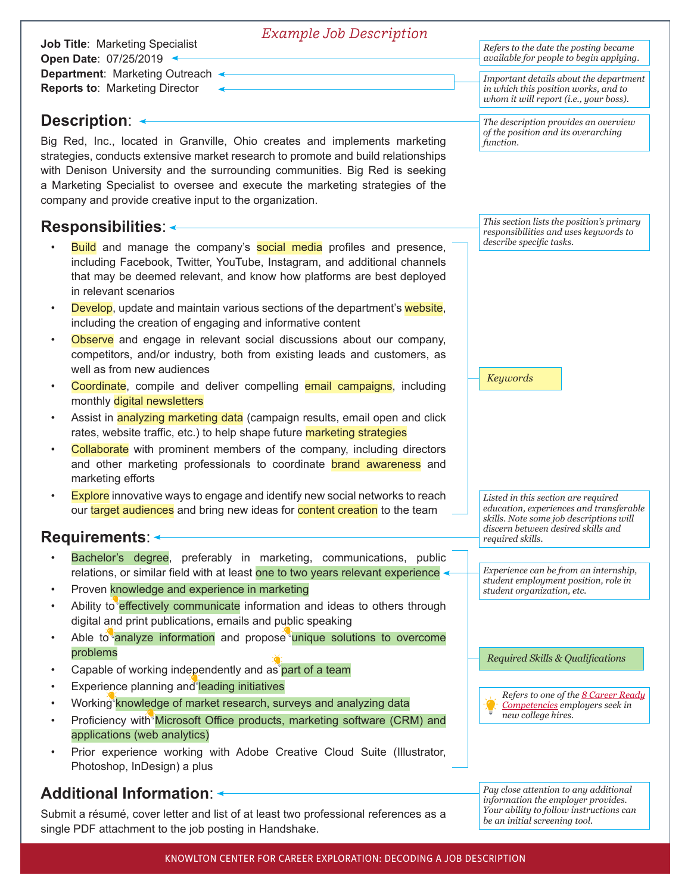*Example Job Description*

**Job Title**: Marketing Specialist
**Open Date**: 07/25/2019
**Department**: Marketing Outreach
**Reports to**: Marketing Director

*Refers to the date the posting became available for people to begin applying.*

*Important details about the department in which this position works, and to whom it will report (i.e., your boss).*

## Description:

*The description provides an overview of the position and its overarching function.*

Big Red, Inc., located in Granville, Ohio creates and implements marketing strategies, conducts extensive market research to promote and build relationships with Denison University and the surrounding communities. Big Red is seeking a Marketing Specialist to oversee and execute the marketing strategies of the company and provide creative input to the organization.

## Responsibilities:

*This section lists the position's primary responsibilities and uses keywords to describe specific tasks.*

- Build and manage the company's social media profiles and presence, including Facebook, Twitter, YouTube, Instagram, and additional channels that may be deemed relevant, and know how platforms are best deployed in relevant scenarios
- Develop, update and maintain various sections of the department's website, including the creation of engaging and informative content
- Observe and engage in relevant social discussions about our company, competitors, and/or industry, both from existing leads and customers, as well as from new audiences
- Coordinate, compile and deliver compelling email campaigns, including monthly digital newsletters
- Assist in analyzing marketing data (campaign results, email open and click rates, website traffic, etc.) to help shape future marketing strategies
- Collaborate with prominent members of the company, including directors and other marketing professionals to coordinate brand awareness and marketing efforts
- Explore innovative ways to engage and identify new social networks to reach our target audiences and bring new ideas for content creation to the team

*Keywords*

## Requirements:

*Listed in this section are required education, experiences and transferable skills. Note some job descriptions will discern between desired skills and required skills.*

- Bachelor's degree, preferably in marketing, communications, public relations, or similar field with at least one to two years relevant experience
- Proven knowledge and experience in marketing
- Ability to effectively communicate information and ideas to others through digital and print publications, emails and public speaking
- Able to analyze information and propose unique solutions to overcome problems
- Capable of working independently and as part of a team
- Experience planning and leading initiatives
- Working knowledge of market research, surveys and analyzing data
- Proficiency with Microsoft Office products, marketing software (CRM) and applications (web analytics)
- Prior experience working with Adobe Creative Cloud Suite (Illustrator, Photoshop, InDesign) a plus

*Experience can be from an internship, student employment position, role in student organization, etc.*

*Required Skills & Qualifications*

*Refers to one of the 8 Career Ready Competencies employers seek in new college hires.*

## Additional Information:

*Pay close attention to any additional information the employer provides. Your ability to follow instructions can be an initial screening tool.*

Submit a résumé, cover letter and list of at least two professional references as a single PDF attachment to the job posting in Handshake.

KNOWLTON CENTER FOR CAREER EXPLORATION: DECODING A JOB DESCRIPTION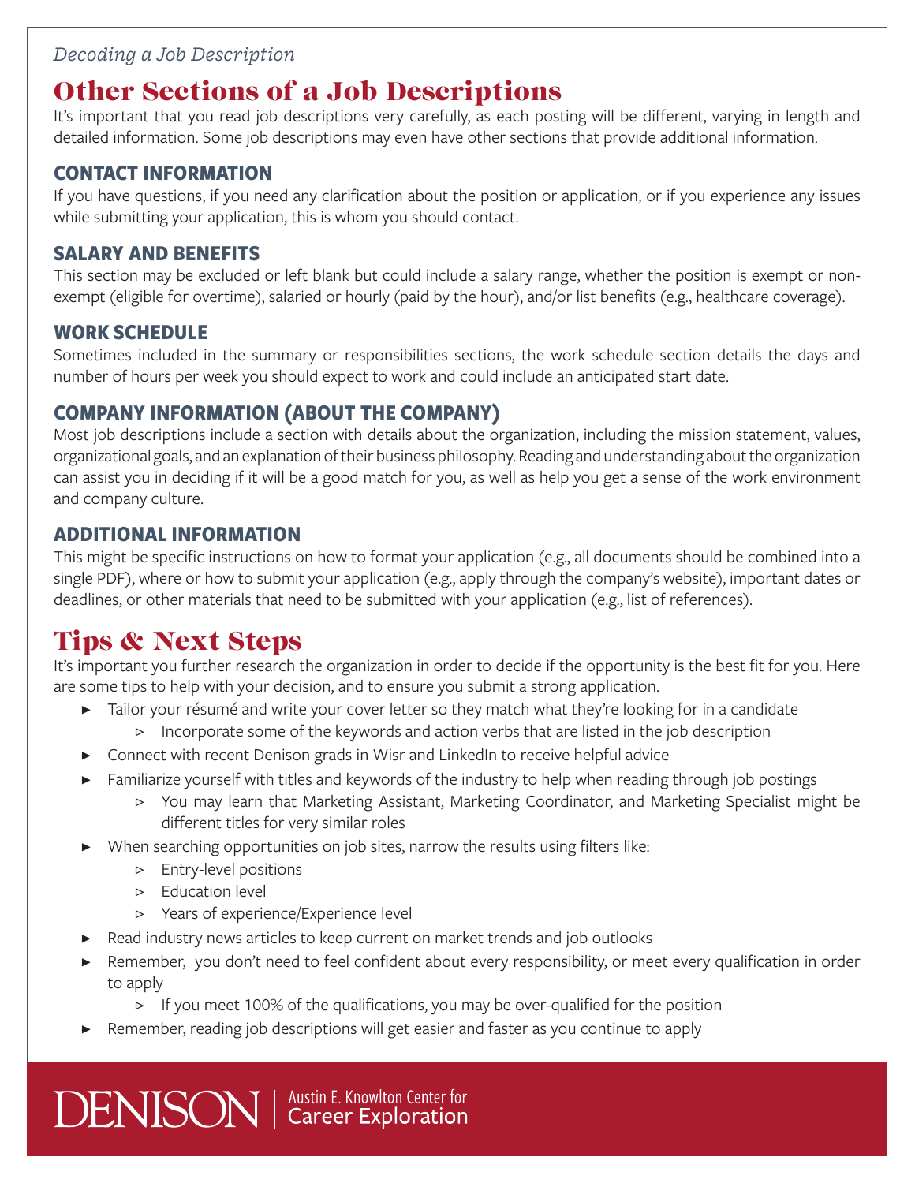*Decoding a Job Description*

# Other Sections of a Job Descriptions

It's important that you read job descriptions very carefully, as each posting will be different, varying in length and detailed information. Some job descriptions may even have other sections that provide additional information.

## CONTACT INFORMATION

If you have questions, if you need any clarification about the position or application, or if you experience any issues while submitting your application, this is whom you should contact.

## SALARY AND BENEFITS

This section may be excluded or left blank but could include a salary range, whether the position is exempt or non-exempt (eligible for overtime), salaried or hourly (paid by the hour), and/or list benefits (e.g., healthcare coverage).

## WORK SCHEDULE

Sometimes included in the summary or responsibilities sections, the work schedule section details the days and number of hours per week you should expect to work and could include an anticipated start date.

## COMPANY INFORMATION (ABOUT THE COMPANY)

Most job descriptions include a section with details about the organization, including the mission statement, values, organizational goals, and an explanation of their business philosophy. Reading and understanding about the organization can assist you in deciding if it will be a good match for you, as well as help you get a sense of the work environment and company culture.

## ADDITIONAL INFORMATION

This might be specific instructions on how to format your application (e.g., all documents should be combined into a single PDF), where or how to submit your application (e.g., apply through the company's website), important dates or deadlines, or other materials that need to be submitted with your application (e.g., list of references).

# Tips & Next Steps

It's important you further research the organization in order to decide if the opportunity is the best fit for you. Here are some tips to help with your decision, and to ensure you submit a strong application.

- Tailor your résumé and write your cover letter so they match what they're looking for in a candidate
  - Incorporate some of the keywords and action verbs that are listed in the job description
- Connect with recent Denison grads in Wisr and LinkedIn to receive helpful advice
- Familiarize yourself with titles and keywords of the industry to help when reading through job postings
  - You may learn that Marketing Assistant, Marketing Coordinator, and Marketing Specialist might be different titles for very similar roles
- When searching opportunities on job sites, narrow the results using filters like:
  - Entry-level positions
  - Education level
  - Years of experience/Experience level
- Read industry news articles to keep current on market trends and job outlooks
- Remember, you don't need to feel confident about every responsibility, or meet every qualification in order to apply
  - If you meet 100% of the qualifications, you may be over-qualified for the position
- Remember, reading job descriptions will get easier and faster as you continue to apply

DENISON | Austin E. Knowlton Center for Career Exploration